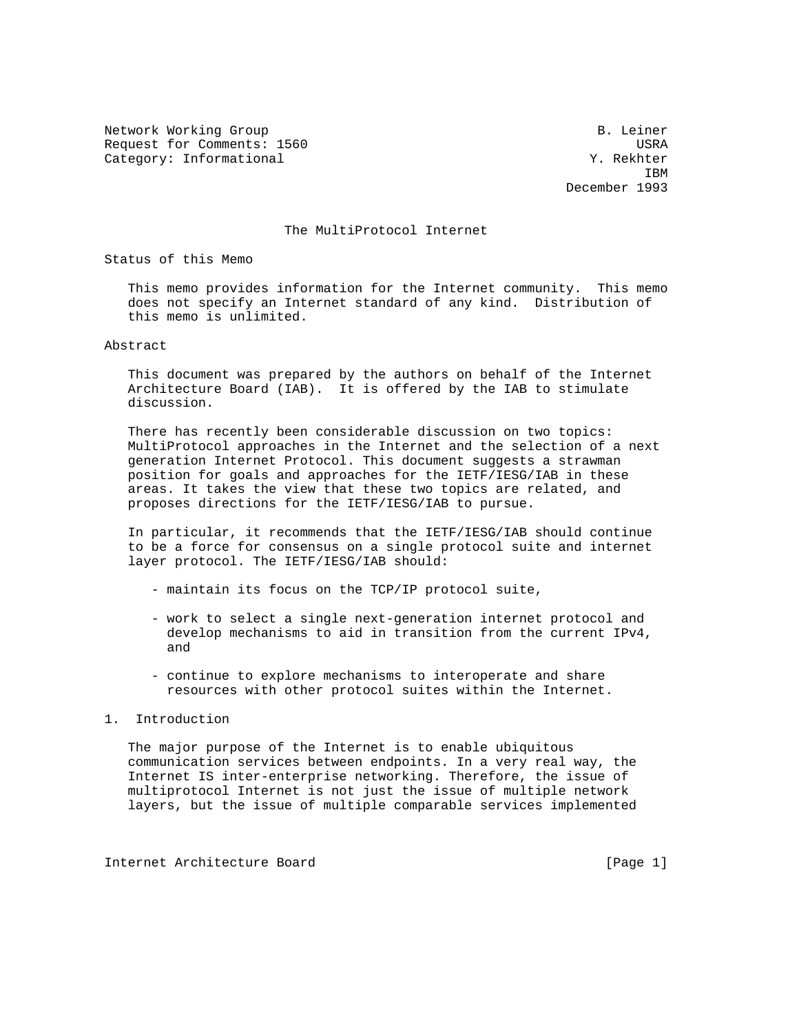Network Working Group                                          B. Leiner
Request for Comments: 1560                                          USRA
Category: Informational                                       Y. Rekhter
                                                                     IBM
                                                           December 1993

# The MultiProtocol Internet

## Status of this Memo

This memo provides information for the Internet community. This memo does not specify an Internet standard of any kind. Distribution of this memo is unlimited.

## Abstract

This document was prepared by the authors on behalf of the Internet Architecture Board (IAB). It is offered by the IAB to stimulate discussion.

There has recently been considerable discussion on two topics: MultiProtocol approaches in the Internet and the selection of a next generation Internet Protocol. This document suggests a strawman position for goals and approaches for the IETF/IESG/IAB in these areas. It takes the view that these two topics are related, and proposes directions for the IETF/IESG/IAB to pursue.

In particular, it recommends that the IETF/IESG/IAB should continue to be a force for consensus on a single protocol suite and internet layer protocol. The IETF/IESG/IAB should:

- maintain its focus on the TCP/IP protocol suite,

- work to select a single next-generation internet protocol and develop mechanisms to aid in transition from the current IPv4, and

- continue to explore mechanisms to interoperate and share resources with other protocol suites within the Internet.

## 1. Introduction

The major purpose of the Internet is to enable ubiquitous communication services between endpoints. In a very real way, the Internet IS inter-enterprise networking. Therefore, the issue of multiprotocol Internet is not just the issue of multiple network layers, but the issue of multiple comparable services implemented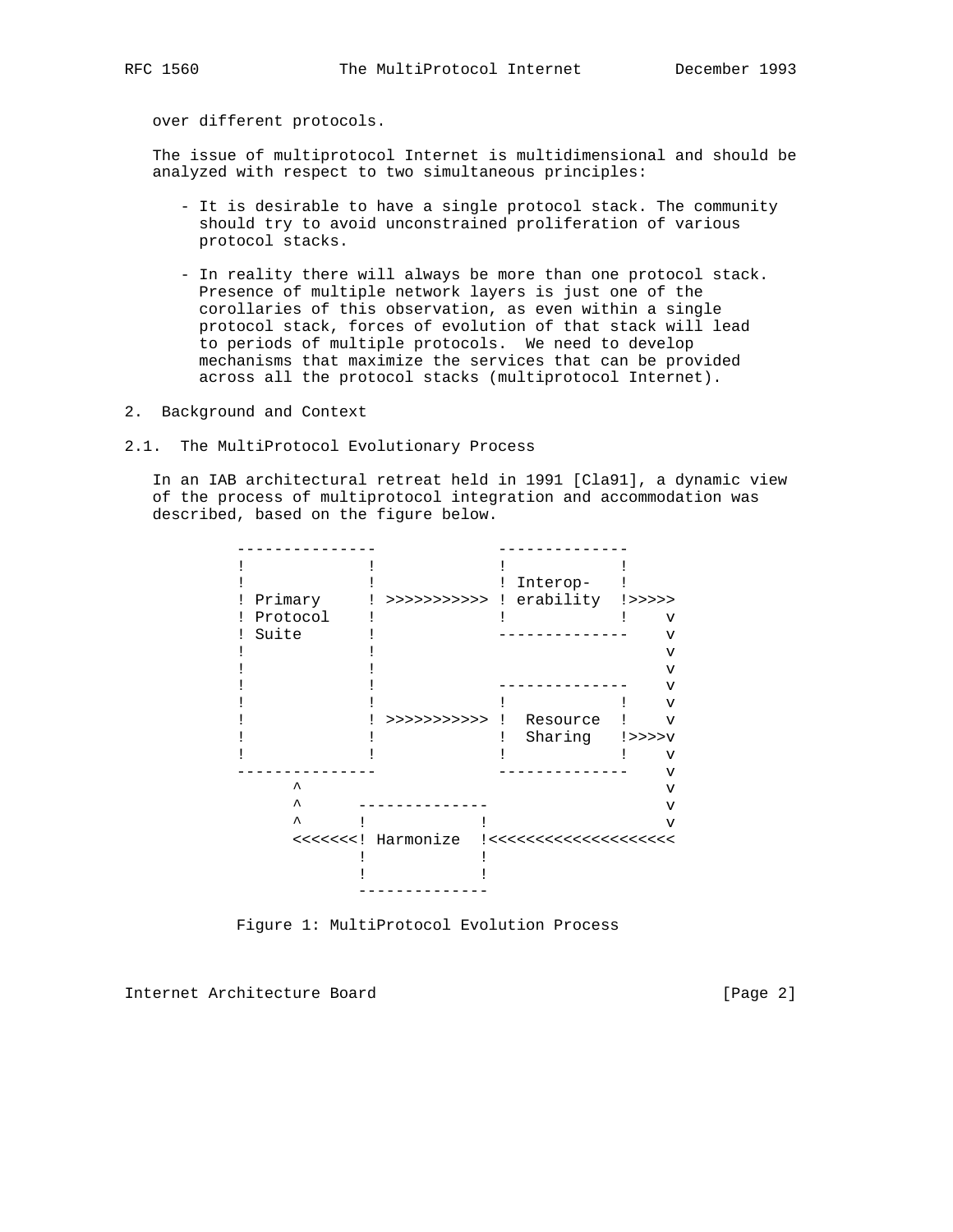over different protocols.

The issue of multiprotocol Internet is multidimensional and should be analyzed with respect to two simultaneous principles:

- It is desirable to have a single protocol stack. The community should try to avoid unconstrained proliferation of various protocol stacks.

- In reality there will always be more than one protocol stack. Presence of multiple network layers is just one of the corollaries of this observation, as even within a single protocol stack, forces of evolution of that stack will lead to periods of multiple protocols. We need to develop mechanisms that maximize the services that can be provided across all the protocol stacks (multiprotocol Internet).

## 2. Background and Context

### 2.1. The MultiProtocol Evolutionary Process

In an IAB architectural retreat held in 1991 [Cla91], a dynamic view of the process of multiprotocol integration and accommodation was described, based on the figure below.

```
---------------              --------------
!             !              !            !
!             !              ! Interop-   !
! Primary     ! >>>>>>>>>>> ! erability  !>>>>>
! Protocol    !              !            !    v
! Suite       !              --------------    v
!             !                                v
!             !                                v
!             !              --------------    v
!             !              !            !    v
!             ! >>>>>>>>>>> !  Resource  !    v
!             !              !  Sharing   !>>>>v
!             !              !            !    v
---------------              --------------    v
      ^                                        v
      ^      --------------                    v
      ^      !            !                    v
      <<<<<<<! Harmonize  !<<<<<<<<<<<<<<<<<<<<
             !            !
             !            !
             --------------
```

Figure 1: MultiProtocol Evolution Process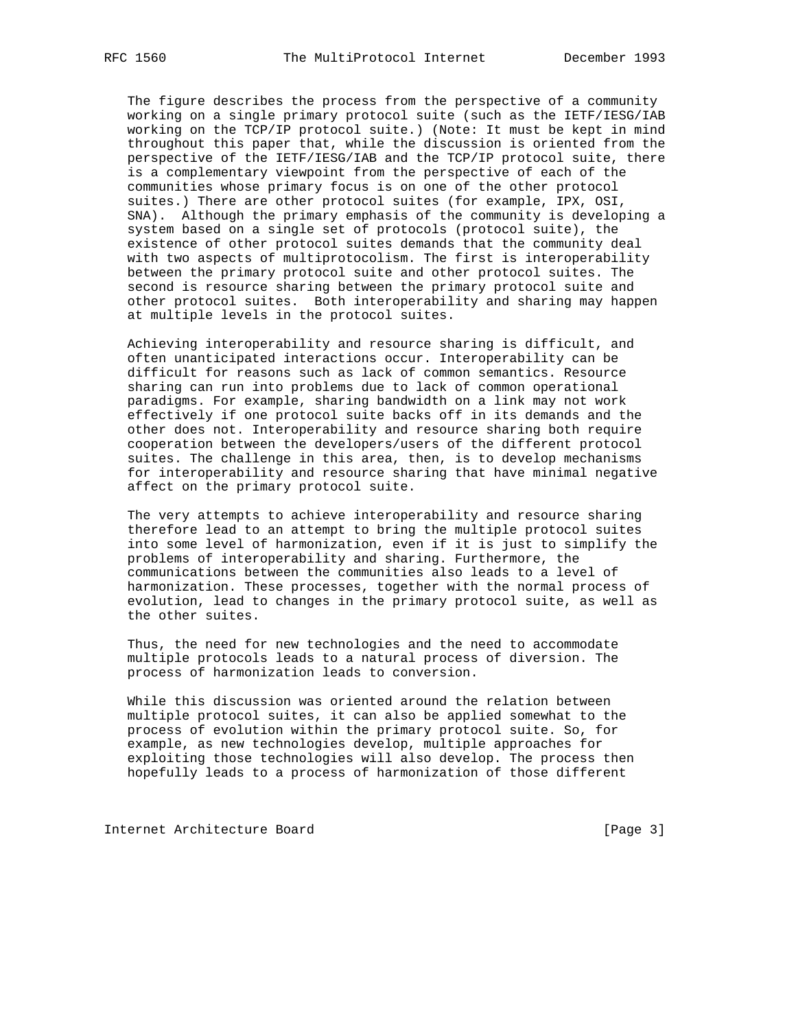The figure describes the process from the perspective of a community working on a single primary protocol suite (such as the IETF/IESG/IAB working on the TCP/IP protocol suite.) (Note: It must be kept in mind throughout this paper that, while the discussion is oriented from the perspective of the IETF/IESG/IAB and the TCP/IP protocol suite, there is a complementary viewpoint from the perspective of each of the communities whose primary focus is on one of the other protocol suites.) There are other protocol suites (for example, IPX, OSI, SNA). Although the primary emphasis of the community is developing a system based on a single set of protocols (protocol suite), the existence of other protocol suites demands that the community deal with two aspects of multiprotocolism. The first is interoperability between the primary protocol suite and other protocol suites. The second is resource sharing between the primary protocol suite and other protocol suites. Both interoperability and sharing may happen at multiple levels in the protocol suites.

Achieving interoperability and resource sharing is difficult, and often unanticipated interactions occur. Interoperability can be difficult for reasons such as lack of common semantics. Resource sharing can run into problems due to lack of common operational paradigms. For example, sharing bandwidth on a link may not work effectively if one protocol suite backs off in its demands and the other does not. Interoperability and resource sharing both require cooperation between the developers/users of the different protocol suites. The challenge in this area, then, is to develop mechanisms for interoperability and resource sharing that have minimal negative affect on the primary protocol suite.

The very attempts to achieve interoperability and resource sharing therefore lead to an attempt to bring the multiple protocol suites into some level of harmonization, even if it is just to simplify the problems of interoperability and sharing. Furthermore, the communications between the communities also leads to a level of harmonization. These processes, together with the normal process of evolution, lead to changes in the primary protocol suite, as well as the other suites.

Thus, the need for new technologies and the need to accommodate multiple protocols leads to a natural process of diversion. The process of harmonization leads to conversion.

While this discussion was oriented around the relation between multiple protocol suites, it can also be applied somewhat to the process of evolution within the primary protocol suite. So, for example, as new technologies develop, multiple approaches for exploiting those technologies will also develop. The process then hopefully leads to a process of harmonization of those different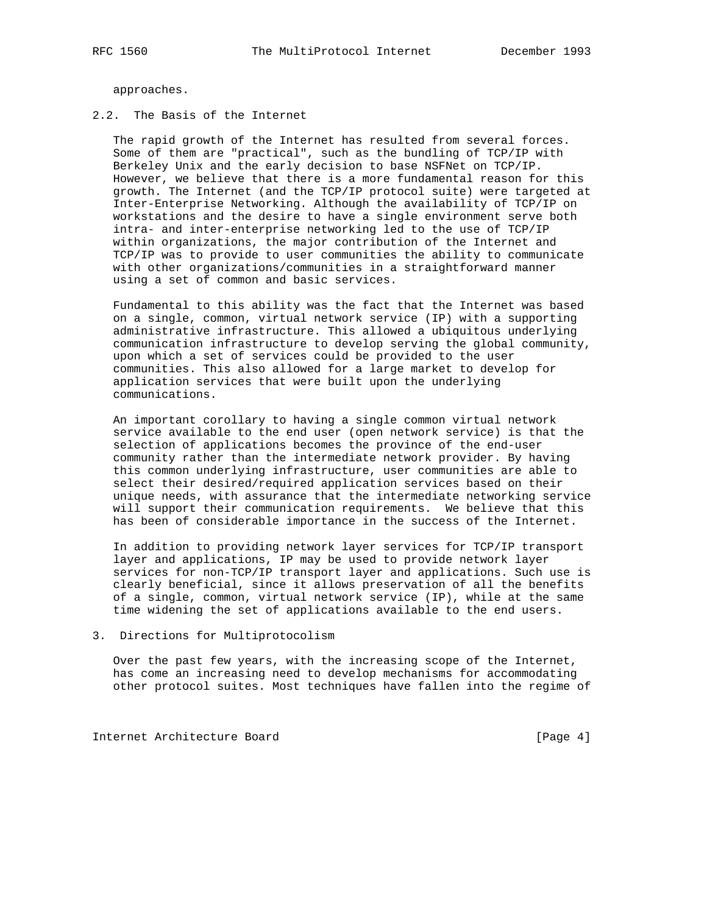approaches.

## 2.2. The Basis of the Internet

The rapid growth of the Internet has resulted from several forces. Some of them are "practical", such as the bundling of TCP/IP with Berkeley Unix and the early decision to base NSFNet on TCP/IP. However, we believe that there is a more fundamental reason for this growth. The Internet (and the TCP/IP protocol suite) were targeted at Inter-Enterprise Networking. Although the availability of TCP/IP on workstations and the desire to have a single environment serve both intra- and inter-enterprise networking led to the use of TCP/IP within organizations, the major contribution of the Internet and TCP/IP was to provide to user communities the ability to communicate with other organizations/communities in a straightforward manner using a set of common and basic services.

Fundamental to this ability was the fact that the Internet was based on a single, common, virtual network service (IP) with a supporting administrative infrastructure. This allowed a ubiquitous underlying communication infrastructure to develop serving the global community, upon which a set of services could be provided to the user communities. This also allowed for a large market to develop for application services that were built upon the underlying communications.

An important corollary to having a single common virtual network service available to the end user (open network service) is that the selection of applications becomes the province of the end-user community rather than the intermediate network provider. By having this common underlying infrastructure, user communities are able to select their desired/required application services based on their unique needs, with assurance that the intermediate networking service will support their communication requirements. We believe that this has been of considerable importance in the success of the Internet.

In addition to providing network layer services for TCP/IP transport layer and applications, IP may be used to provide network layer services for non-TCP/IP transport layer and applications. Such use is clearly beneficial, since it allows preservation of all the benefits of a single, common, virtual network service (IP), while at the same time widening the set of applications available to the end users.

# 3. Directions for Multiprotocolism

Over the past few years, with the increasing scope of the Internet, has come an increasing need to develop mechanisms for accommodating other protocol suites. Most techniques have fallen into the regime of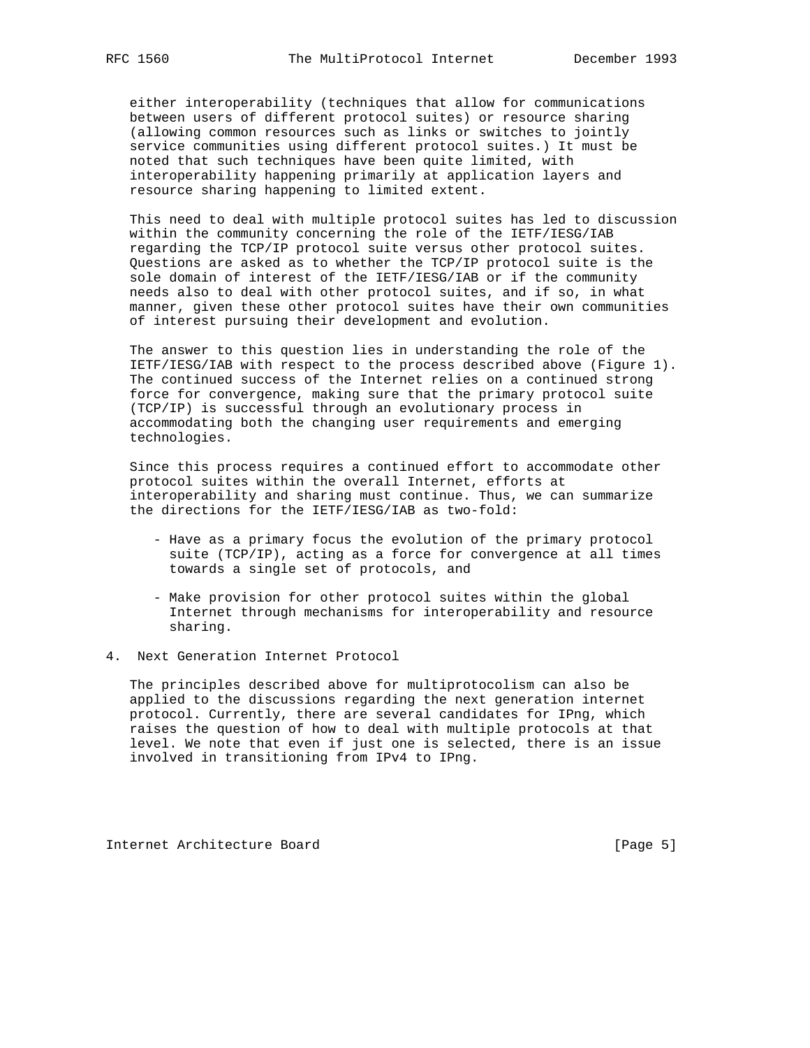either interoperability (techniques that allow for communications between users of different protocol suites) or resource sharing (allowing common resources such as links or switches to jointly service communities using different protocol suites.) It must be noted that such techniques have been quite limited, with interoperability happening primarily at application layers and resource sharing happening to limited extent.

This need to deal with multiple protocol suites has led to discussion within the community concerning the role of the IETF/IESG/IAB regarding the TCP/IP protocol suite versus other protocol suites. Questions are asked as to whether the TCP/IP protocol suite is the sole domain of interest of the IETF/IESG/IAB or if the community needs also to deal with other protocol suites, and if so, in what manner, given these other protocol suites have their own communities of interest pursuing their development and evolution.

The answer to this question lies in understanding the role of the IETF/IESG/IAB with respect to the process described above (Figure 1). The continued success of the Internet relies on a continued strong force for convergence, making sure that the primary protocol suite (TCP/IP) is successful through an evolutionary process in accommodating both the changing user requirements and emerging technologies.

Since this process requires a continued effort to accommodate other protocol suites within the overall Internet, efforts at interoperability and sharing must continue. Thus, we can summarize the directions for the IETF/IESG/IAB as two-fold:

- Have as a primary focus the evolution of the primary protocol suite (TCP/IP), acting as a force for convergence at all times towards a single set of protocols, and

- Make provision for other protocol suites within the global Internet through mechanisms for interoperability and resource sharing.

## 4. Next Generation Internet Protocol

The principles described above for multiprotocolism can also be applied to the discussions regarding the next generation internet protocol. Currently, there are several candidates for IPng, which raises the question of how to deal with multiple protocols at that level. We note that even if just one is selected, there is an issue involved in transitioning from IPv4 to IPng.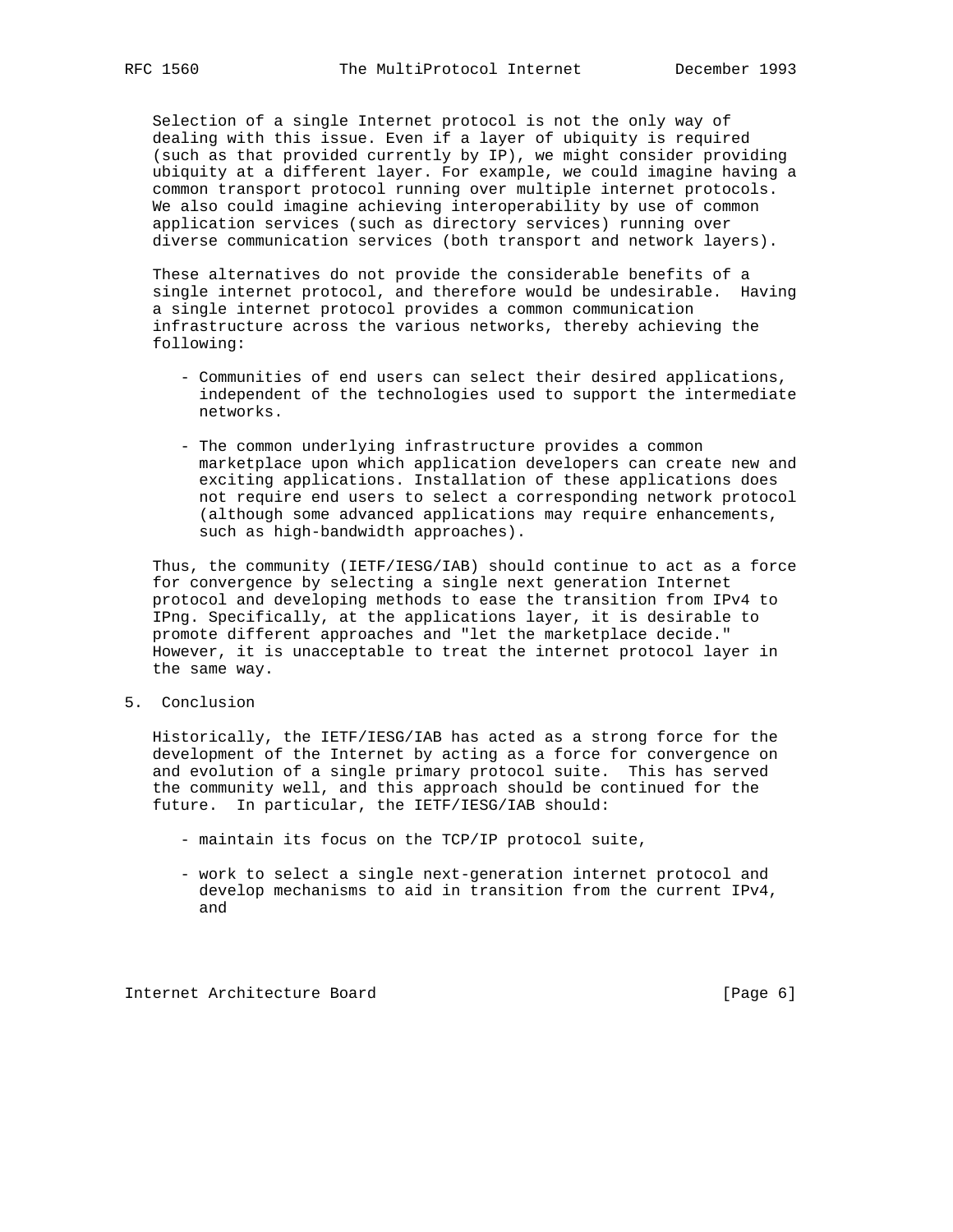Selection of a single Internet protocol is not the only way of dealing with this issue. Even if a layer of ubiquity is required (such as that provided currently by IP), we might consider providing ubiquity at a different layer. For example, we could imagine having a common transport protocol running over multiple internet protocols. We also could imagine achieving interoperability by use of common application services (such as directory services) running over diverse communication services (both transport and network layers).

These alternatives do not provide the considerable benefits of a single internet protocol, and therefore would be undesirable. Having a single internet protocol provides a common communication infrastructure across the various networks, thereby achieving the following:

- Communities of end users can select their desired applications, independent of the technologies used to support the intermediate networks.

- The common underlying infrastructure provides a common marketplace upon which application developers can create new and exciting applications. Installation of these applications does not require end users to select a corresponding network protocol (although some advanced applications may require enhancements, such as high-bandwidth approaches).

Thus, the community (IETF/IESG/IAB) should continue to act as a force for convergence by selecting a single next generation Internet protocol and developing methods to ease the transition from IPv4 to IPng. Specifically, at the applications layer, it is desirable to promote different approaches and "let the marketplace decide." However, it is unacceptable to treat the internet protocol layer in the same way.

## 5. Conclusion

Historically, the IETF/IESG/IAB has acted as a strong force for the development of the Internet by acting as a force for convergence on and evolution of a single primary protocol suite. This has served the community well, and this approach should be continued for the future. In particular, the IETF/IESG/IAB should:

- maintain its focus on the TCP/IP protocol suite,

- work to select a single next-generation internet protocol and develop mechanisms to aid in transition from the current IPv4, and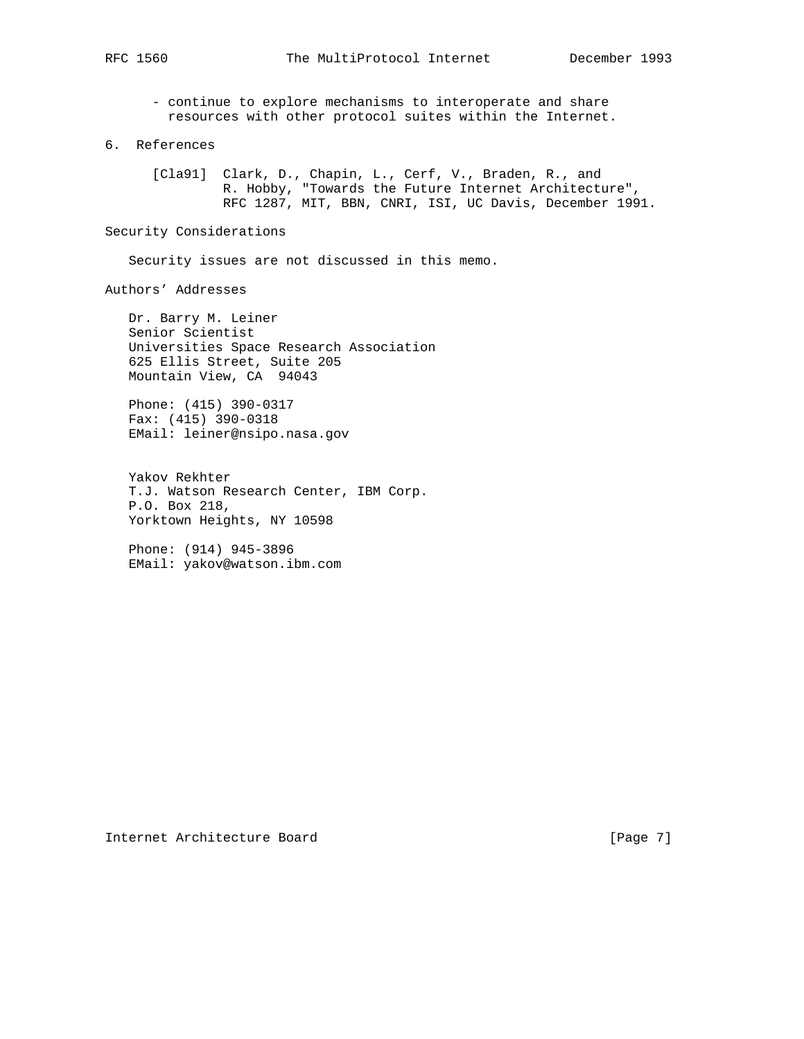- continue to explore mechanisms to interoperate and share resources with other protocol suites within the Internet.

## 6. References

[Cla91] Clark, D., Chapin, L., Cerf, V., Braden, R., and R. Hobby, "Towards the Future Internet Architecture", RFC 1287, MIT, BBN, CNRI, ISI, UC Davis, December 1991.

## Security Considerations

Security issues are not discussed in this memo.

## Authors' Addresses

Dr. Barry M. Leiner
Senior Scientist
Universities Space Research Association
625 Ellis Street, Suite 205
Mountain View, CA 94043

Phone: (415) 390-0317
Fax: (415) 390-0318
EMail: leiner@nsipo.nasa.gov

Yakov Rekhter
T.J. Watson Research Center, IBM Corp.
P.O. Box 218,
Yorktown Heights, NY 10598

Phone: (914) 945-3896
EMail: yakov@watson.ibm.com